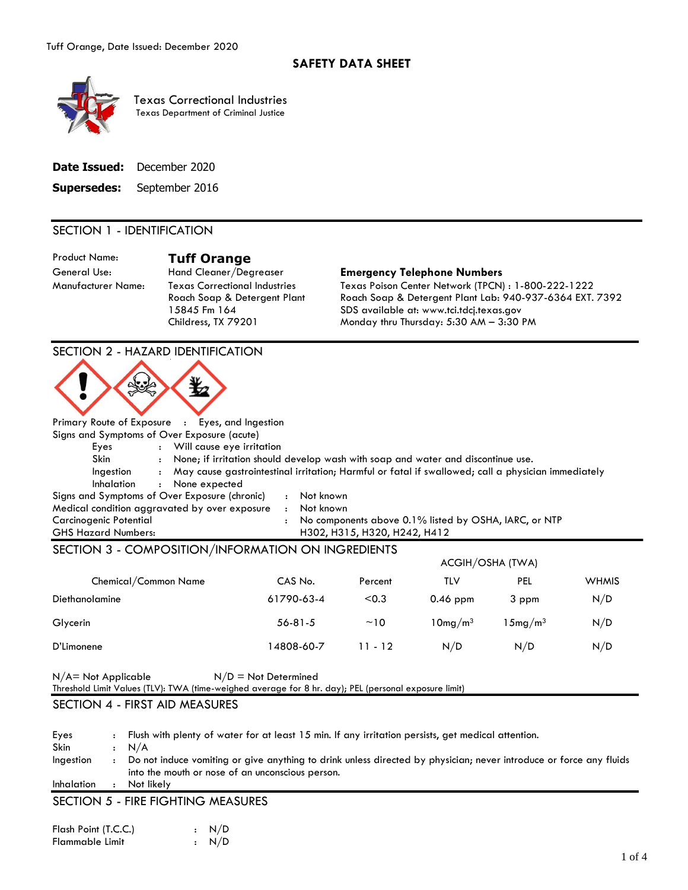# SAFETY DATA SHEET

Texas Correctional Industries
Texas Department of Criminal Justice

**Date Issued:** December 2020

**Supersedes:** September 2016

## SECTION 1 - IDENTIFICATION

Product Name: **Tuff Orange**
General Use: Hand Cleaner/Degreaser
Manufacturer Name: Texas Correctional Industries
Roach Soap & Detergent Plant
15845 Fm 164
Childress, TX 79201

**Emergency Telephone Numbers**
Texas Poison Center Network (TPCN) : 1-800-222-1222
Roach Soap & Detergent Plant Lab: 940-937-6364 EXT. 7392
SDS available at: www.tci.tdcj.texas.gov
Monday thru Thursday: 5:30 AM – 3:30 PM

## SECTION 2 - HAZARD IDENTIFICATION

Primary Route of Exposure : Eyes, and Ingestion

Signs and Symptoms of Over Exposure (acute)

- Eyes : Will cause eye irritation
- Skin : None; if irritation should develop wash with soap and water and discontinue use.
- Ingestion : May cause gastrointestinal irritation; Harmful or fatal if swallowed; call a physician immediately
- Inhalation : None expected

Signs and Symptoms of Over Exposure (chronic) : Not known
Medical condition aggravated by over exposure : Not known
Carcinogenic Potential : No components above 0.1% listed by OSHA, IARC, or NTP
GHS Hazard Numbers: H302, H315, H320, H242, H412

## SECTION 3 - COMPOSITION/INFORMATION ON INGREDIENTS

| Chemical/Common Name | CAS No. | Percent | ACGIH/OSHA (TWA) TLV | ACGIH/OSHA (TWA) PEL | WHMIS |
|---|---|---|---|---|---|
| Diethanolamine | 61790-63-4 | <0.3 | 0.46 ppm | 3 ppm | N/D |
| Glycerin | 56-81-5 | ~10 | 10mg/m$^3$ | 15mg/m$^3$ | N/D |
| D'Limonene | 14808-60-7 | 11 - 12 | N/D | N/D | N/D |

N/A= Not Applicable    N/D = Not Determined
Threshold Limit Values (TLV): TWA (time-weighed average for 8 hr. day); PEL (personal exposure limit)

## SECTION 4 - FIRST AID MEASURES

- Eyes : Flush with plenty of water for at least 15 min. If any irritation persists, get medical attention.
- Skin : N/A
- Ingestion : Do not induce vomiting or give anything to drink unless directed by physician; never introduce or force any fluids into the mouth or nose of an unconscious person.
- Inhalation : Not likely

## SECTION 5 - FIRE FIGHTING MEASURES

Flash Point (T.C.C.) : N/D
Flammable Limit : N/D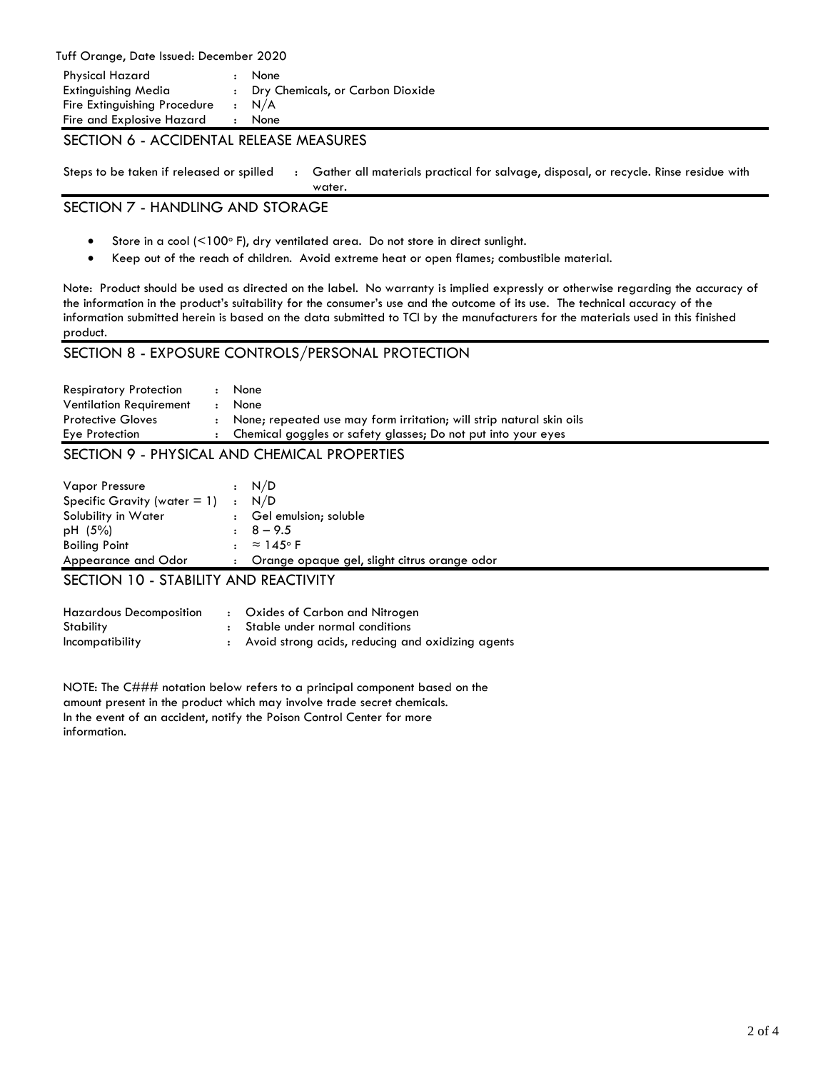| | | |
|---|---|---|
| Physical Hazard | : | None |
| Extinguishing Media | : | Dry Chemicals, or Carbon Dioxide |
| Fire Extinguishing Procedure | : | N/A |
| Fire and Explosive Hazard | : | None |

## SECTION 6 - ACCIDENTAL RELEASE MEASURES

Steps to be taken if released or spilled : Gather all materials practical for salvage, disposal, or recycle. Rinse residue with water.

## SECTION 7 - HANDLING AND STORAGE

- Store in a cool (<100° F), dry ventilated area. Do not store in direct sunlight.
- Keep out of the reach of children. Avoid extreme heat or open flames; combustible material.

Note: Product should be used as directed on the label. No warranty is implied expressly or otherwise regarding the accuracy of the information in the product's suitability for the consumer's use and the outcome of its use. The technical accuracy of the information submitted herein is based on the data submitted to TCI by the manufacturers for the materials used in this finished product.

## SECTION 8 - EXPOSURE CONTROLS/PERSONAL PROTECTION

| | | |
|---|---|---|
| Respiratory Protection | : | None |
| Ventilation Requirement | : | None |
| Protective Gloves | : | None; repeated use may form irritation; will strip natural skin oils |
| Eye Protection | : | Chemical goggles or safety glasses; Do not put into your eyes |

## SECTION 9 - PHYSICAL AND CHEMICAL PROPERTIES

| | | |
|---|---|---|
| Vapor Pressure | : | N/D |
| Specific Gravity (water = 1) | : | N/D |
| Solubility in Water | : | Gel emulsion; soluble |
| pH (5%) | : | 8 – 9.5 |
| Boiling Point | : | ≈ 145° F |
| Appearance and Odor | : | Orange opaque gel, slight citrus orange odor |

## SECTION 10 - STABILITY AND REACTIVITY

| | | |
|---|---|---|
| Hazardous Decomposition | : | Oxides of Carbon and Nitrogen |
| Stability | : | Stable under normal conditions |
| Incompatibility | : | Avoid strong acids, reducing and oxidizing agents |

NOTE: The C### notation below refers to a principal component based on the amount present in the product which may involve trade secret chemicals. In the event of an accident, notify the Poison Control Center for more information.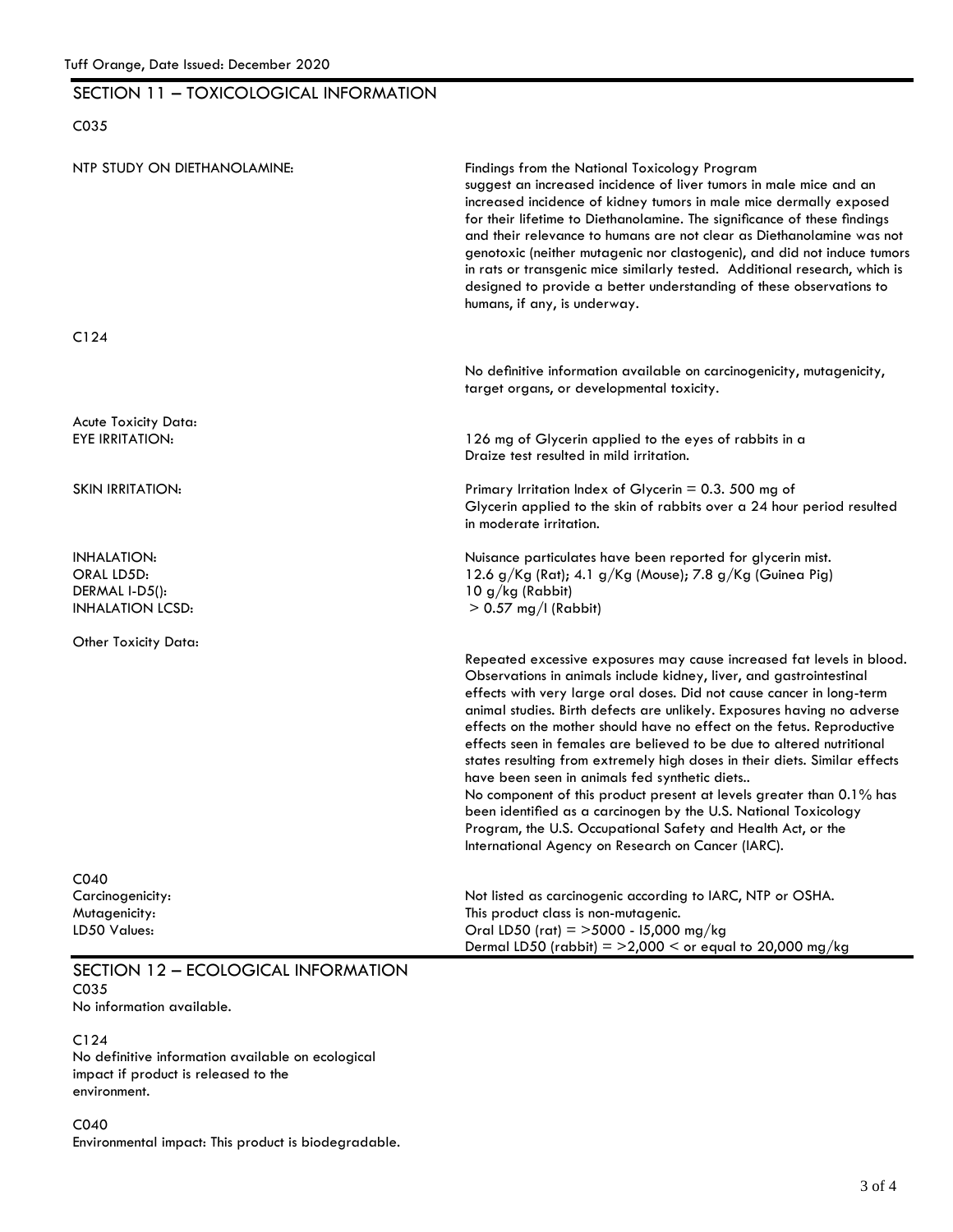## SECTION 11 – TOXICOLOGICAL INFORMATION

C035

NTP STUDY ON DIETHANOLAMINE: Findings from the National Toxicology Program suggest an increased incidence of liver tumors in male mice and an increased incidence of kidney tumors in male mice dermally exposed for their lifetime to Diethanolamine. The significance of these findings and their relevance to humans are not clear as Diethanolamine was not genotoxic (neither mutagenic nor clastogenic), and did not induce tumors in rats or transgenic mice similarly tested. Additional research, which is designed to provide a better understanding of these observations to humans, if any, is underway.

C124

No definitive information available on carcinogenicity, mutagenicity, target organs, or developmental toxicity.

Acute Toxicity Data:

EYE IRRITATION: 126 mg of Glycerin applied to the eyes of rabbits in a Draize test resulted in mild irritation.

SKIN IRRITATION: Primary Irritation Index of Glycerin = 0.3. 500 mg of Glycerin applied to the skin of rabbits over a 24 hour period resulted in moderate irritation.

INHALATION: Nuisance particulates have been reported for glycerin mist.

ORAL LD5D: 12.6 g/Kg (Rat); 4.1 g/Kg (Mouse); 7.8 g/Kg (Guinea Pig)

DERMAL I-D5(): 10 g/kg (Rabbit)

INHALATION LCSD: > 0.57 mg/l (Rabbit)

Other Toxicity Data:

Repeated excessive exposures may cause increased fat levels in blood. Observations in animals include kidney, liver, and gastrointestinal effects with very large oral doses. Did not cause cancer in long-term animal studies. Birth defects are unlikely. Exposures having no adverse effects on the mother should have no effect on the fetus. Reproductive effects seen in females are believed to be due to altered nutritional states resulting from extremely high doses in their diets. Similar effects have been seen in animals fed synthetic diets..

No component of this product present at levels greater than 0.1% has been identified as a carcinogen by the U.S. National Toxicology Program, the U.S. Occupational Safety and Health Act, or the International Agency on Research on Cancer (IARC).

C040

Carcinogenicity: Not listed as carcinogenic according to IARC, NTP or OSHA.

Mutagenicity: This product class is non-mutagenic.

LD50 Values: Oral LD50 (rat) = >5000 - I5,000 mg/kg

Dermal LD50 (rabbit) = >2,000 < or equal to 20,000 mg/kg

## SECTION 12 – ECOLOGICAL INFORMATION

C035

No information available.

C124

No definitive information available on ecological impact if product is released to the environment.

C040

Environmental impact: This product is biodegradable.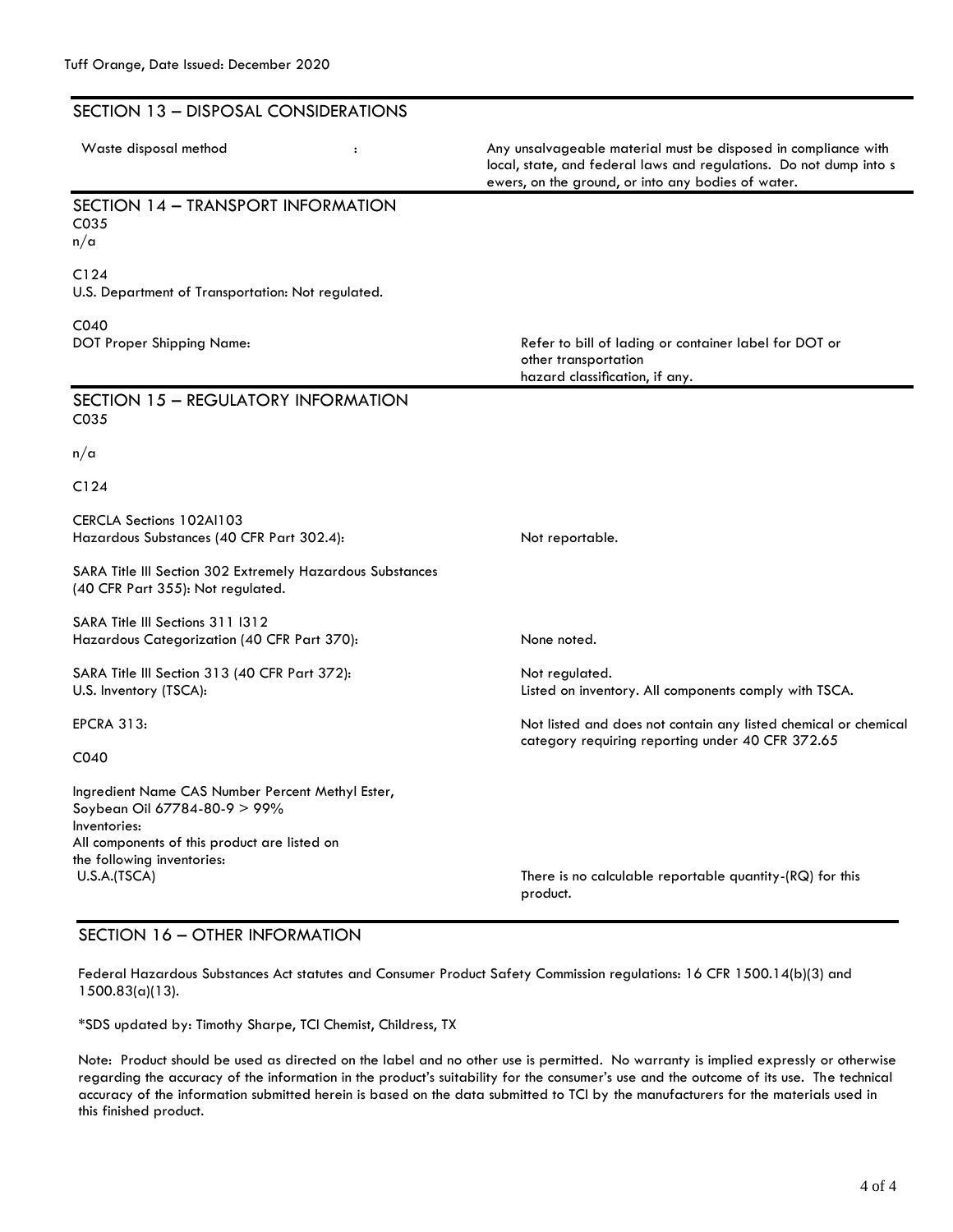## SECTION 13 – DISPOSAL CONSIDERATIONS

Waste disposal method : Any unsalvageable material must be disposed in compliance with local, state, and federal laws and regulations. Do not dump into s ewers, on the ground, or into any bodies of water.

## SECTION 14 – TRANSPORT INFORMATION

C035

n/a

C124

U.S. Department of Transportation: Not regulated.

C040

DOT Proper Shipping Name: Refer to bill of lading or container label for DOT or other transportation hazard classification, if any.

## SECTION 15 – REGULATORY INFORMATION

C035

n/a

C124

CERCLA Sections 102Al103
Hazardous Substances (40 CFR Part 302.4): Not reportable.

SARA Title III Section 302 Extremely Hazardous Substances (40 CFR Part 355): Not regulated.

SARA Title III Sections 311 I312
Hazardous Categorization (40 CFR Part 370): None noted.

SARA Title III Section 313 (40 CFR Part 372): Not regulated.

U.S. Inventory (TSCA): Listed on inventory. All components comply with TSCA.

EPCRA 313: Not listed and does not contain any listed chemical or chemical category requiring reporting under 40 CFR 372.65

C040

Ingredient Name CAS Number Percent Methyl Ester, Soybean Oil 67784-80-9 > 99%

Inventories:

All components of this product are listed on the following inventories:

U.S.A.(TSCA) There is no calculable reportable quantity-(RQ) for this product.

## SECTION 16 – OTHER INFORMATION

Federal Hazardous Substances Act statutes and Consumer Product Safety Commission regulations: 16 CFR 1500.14(b)(3) and 1500.83(a)(13).

*SDS updated by: Timothy Sharpe, TCI Chemist, Childress, TX

Note: Product should be used as directed on the label and no other use is permitted. No warranty is implied expressly or otherwise regarding the accuracy of the information in the product's suitability for the consumer's use and the outcome of its use. The technical accuracy of the information submitted herein is based on the data submitted to TCI by the manufacturers for the materials used in this finished product.